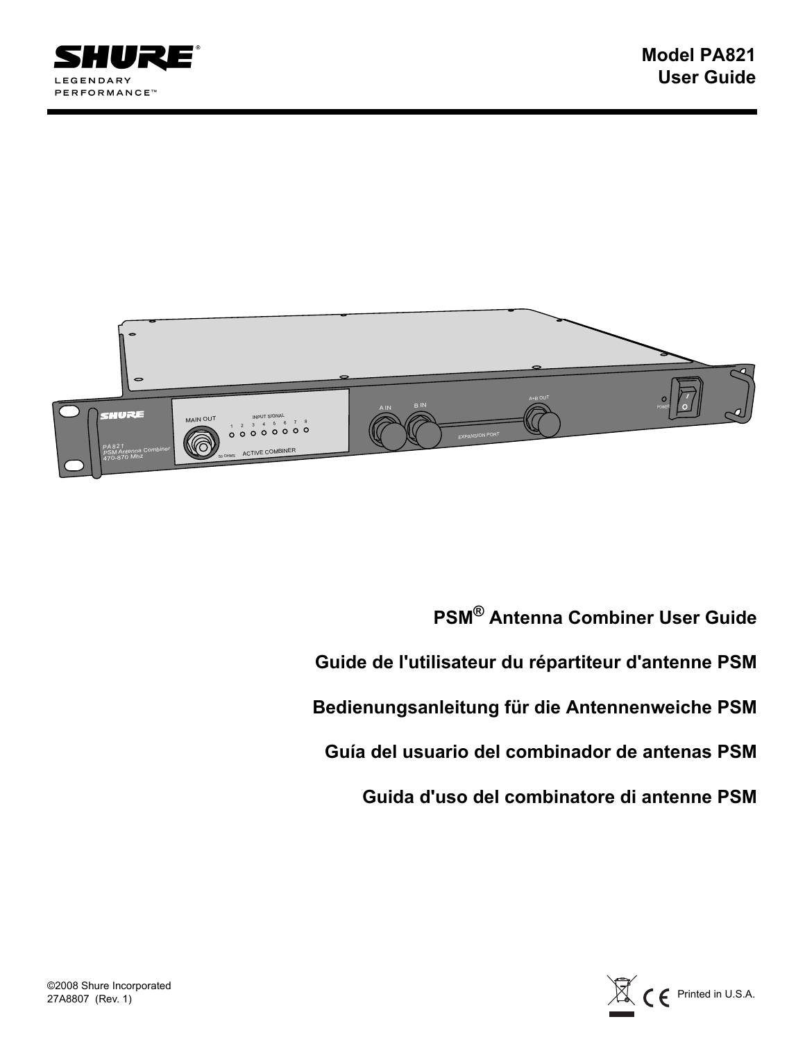**SHURE®**
LEGENDARY
PERFORMANCE™

# Model PA821 User Guide

## PSM® Antenna Combiner User Guide

## Guide de l'utilisateur du répartiteur d'antenne PSM

## Bedienungsanleitung für die Antennenweiche PSM

## Guía del usuario del combinador de antenas PSM

## Guida d'uso del combinatore di antenne PSM

©2008 Shure Incorporated
27A8807 (Rev. 1)

Printed in U.S.A.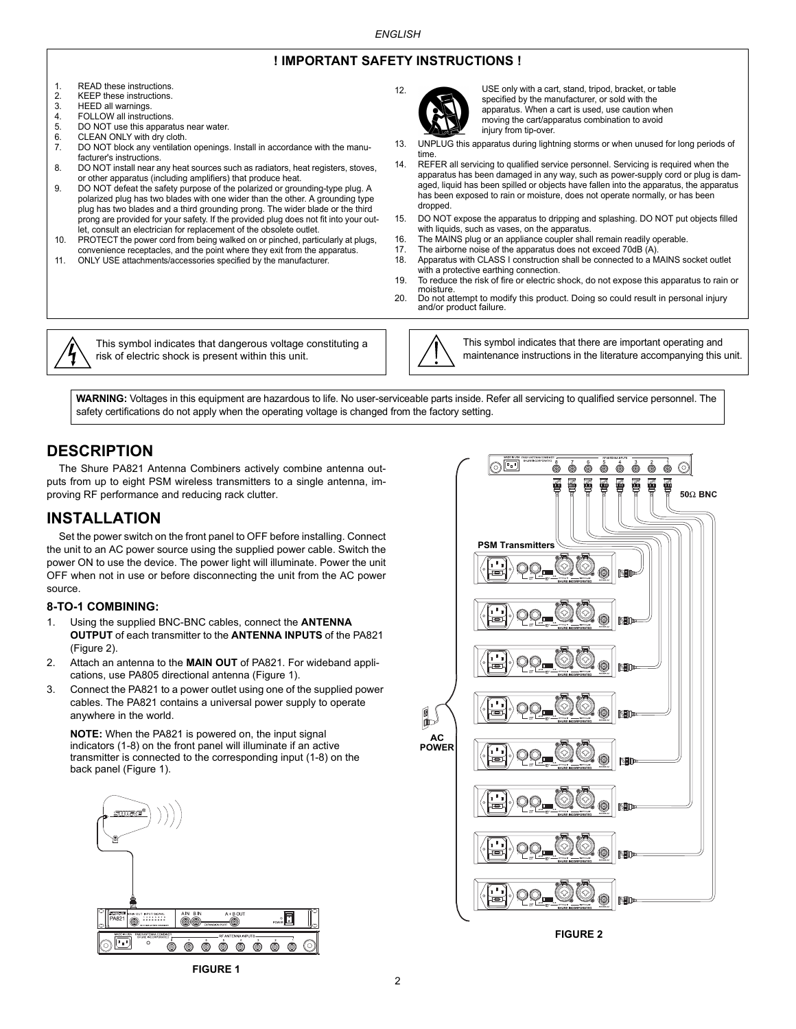## ! IMPORTANT SAFETY INSTRUCTIONS !

1. READ these instructions.
2. KEEP these instructions.
3. HEED all warnings.
4. FOLLOW all instructions.
5. DO NOT use this apparatus near water.
6. CLEAN ONLY with dry cloth.
7. DO NOT block any ventilation openings. Install in accordance with the manufacturer's instructions.
8. DO NOT install near any heat sources such as radiators, heat registers, stoves, or other apparatus (including amplifiers) that produce heat.
9. DO NOT defeat the safety purpose of the polarized or grounding-type plug. A polarized plug has two blades with one wider than the other. A grounding type plug has two blades and a third grounding prong. The wider blade or the third prong are provided for your safety. If the provided plug does not fit into your outlet, consult an electrician for replacement of the obsolete outlet.
10. PROTECT the power cord from being walked on or pinched, particularly at plugs, convenience receptacles, and the point where they exit from the apparatus.
11. ONLY USE attachments/accessories specified by the manufacturer.
12. USE only with a cart, stand, tripod, bracket, or table specified by the manufacturer, or sold with the apparatus. When a cart is used, use caution when moving the cart/apparatus combination to avoid injury from tip-over.
13. UNPLUG this apparatus during lightning storms or when unused for long periods of time.
14. REFER all servicing to qualified service personnel. Servicing is required when the apparatus has been damaged in any way, such as power-supply cord or plug is damaged, liquid has been spilled or objects have fallen into the apparatus, the apparatus has been exposed to rain or moisture, does not operate normally, or has been dropped.
15. DO NOT expose the apparatus to dripping and splashing. DO NOT put objects filled with liquids, such as vases, on the apparatus.
16. The MAINS plug or an appliance coupler shall remain readily operable.
17. The airborne noise of the apparatus does not exceed 70dB (A).
18. Apparatus with CLASS I construction shall be connected to a MAINS socket outlet with a protective earthing connection.
19. To reduce the risk of fire or electric shock, do not expose this apparatus to rain or moisture.
20. Do not attempt to modify this product. Doing so could result in personal injury and/or product failure.

This symbol indicates that dangerous voltage constituting a risk of electric shock is present within this unit.

This symbol indicates that there are important operating and maintenance instructions in the literature accompanying this unit.

**WARNING:** Voltages in this equipment are hazardous to life. No user-serviceable parts inside. Refer all servicing to qualified service personnel. The safety certifications do not apply when the operating voltage is changed from the factory setting.

# DESCRIPTION

The Shure PA821 Antenna Combiners actively combine antenna outputs from up to eight PSM wireless transmitters to a single antenna, improving RF performance and reducing rack clutter.

# INSTALLATION

Set the power switch on the front panel to OFF before installing. Connect the unit to an AC power source using the supplied power cable. Switch the power ON to use the device. The power light will illuminate. Power the unit OFF when not in use or before disconnecting the unit from the AC power source.

### 8-TO-1 COMBINING:

1. Using the supplied BNC-BNC cables, connect the **ANTENNA OUTPUT** of each transmitter to the **ANTENNA INPUTS** of the PA821 (Figure 2).
2. Attach an antenna to the **MAIN OUT** of PA821. For wideband applications, use PA805 directional antenna (Figure 1).
3. Connect the PA821 to a power outlet using one of the supplied power cables. The PA821 contains a universal power supply to operate anywhere in the world.

**NOTE:** When the PA821 is powered on, the input signal indicators (1-8) on the front panel will illuminate if an active transmitter is connected to the corresponding input (1-8) on the back panel (Figure 1).

FIGURE 1

50Ω BNC

PSM Transmitters

AC POWER

FIGURE 2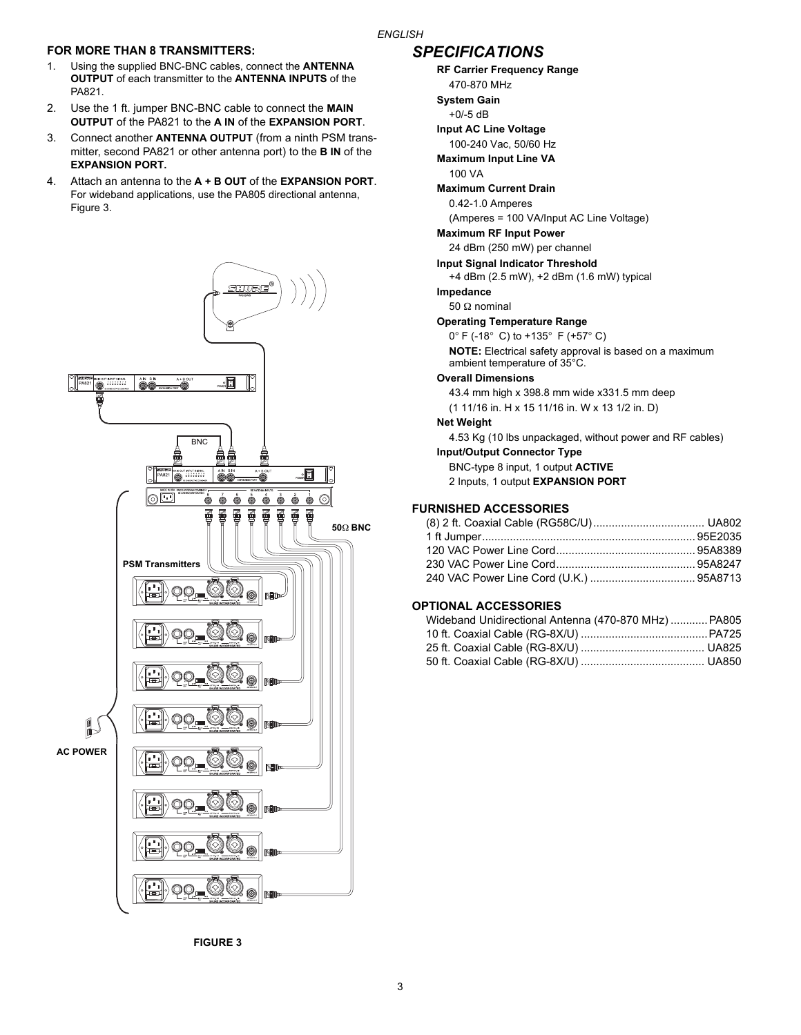## FOR MORE THAN 8 TRANSMITTERS:

1. Using the supplied BNC-BNC cables, connect the **ANTENNA OUTPUT** of each transmitter to the **ANTENNA INPUTS** of the PA821.
2. Use the 1 ft. jumper BNC-BNC cable to connect the **MAIN OUTPUT** of the PA821 to the **A IN** of the **EXPANSION PORT**.
3. Connect another **ANTENNA OUTPUT** (from a ninth PSM transmitter, second PA821 or other antenna port) to the **B IN** of the **EXPANSION PORT.**
4. Attach an antenna to the **A + B OUT** of the **EXPANSION PORT**. For wideband applications, use the PA805 directional antenna, Figure 3.

BNC

50Ω BNC

PSM Transmitters

AC POWER

FIGURE 3

# SPECIFICATIONS

**RF Carrier Frequency Range**
470-870 MHz

**System Gain**
+0/-5 dB

**Input AC Line Voltage**
100-240 Vac, 50/60 Hz

**Maximum Input Line VA**
100 VA

**Maximum Current Drain**
0.42-1.0 Amperes
(Amperes = 100 VA/Input AC Line Voltage)

**Maximum RF Input Power**
24 dBm (250 mW) per channel

**Input Signal Indicator Threshold**
+4 dBm (2.5 mW), +2 dBm (1.6 mW) typical

**Impedance**
50 Ω nominal

**Operating Temperature Range**
0° F (-18° C) to +135° F (+57° C)

**NOTE:** Electrical safety approval is based on a maximum ambient temperature of 35°C.

**Overall Dimensions**
43.4 mm high x 398.8 mm wide x331.5 mm deep
(1 11/16 in. H x 15 11/16 in. W x 13 1/2 in. D)

**Net Weight**
4.53 Kg (10 lbs unpackaged, without power and RF cables)

**Input/Output Connector Type**
BNC-type 8 input, 1 output **ACTIVE**
2 Inputs, 1 output **EXPANSION PORT**

## FURNISHED ACCESSORIES

(8) 2 ft. Coaxial Cable (RG58C/U) .................................... UA802
1 ft Jumper.................................................................... 95E2035
120 VAC Power Line Cord............................................ 95A8389
230 VAC Power Line Cord............................................ 95A8247
240 VAC Power Line Cord (U.K.) ................................. 95A8713

## OPTIONAL ACCESSORIES

Wideband Unidirectional Antenna (470-870 MHz) ............ PA805
10 ft. Coaxial Cable (RG-8X/U) ........................................ PA725
25 ft. Coaxial Cable (RG-8X/U) ....................................... UA825
50 ft. Coaxial Cable (RG-8X/U) ....................................... UA850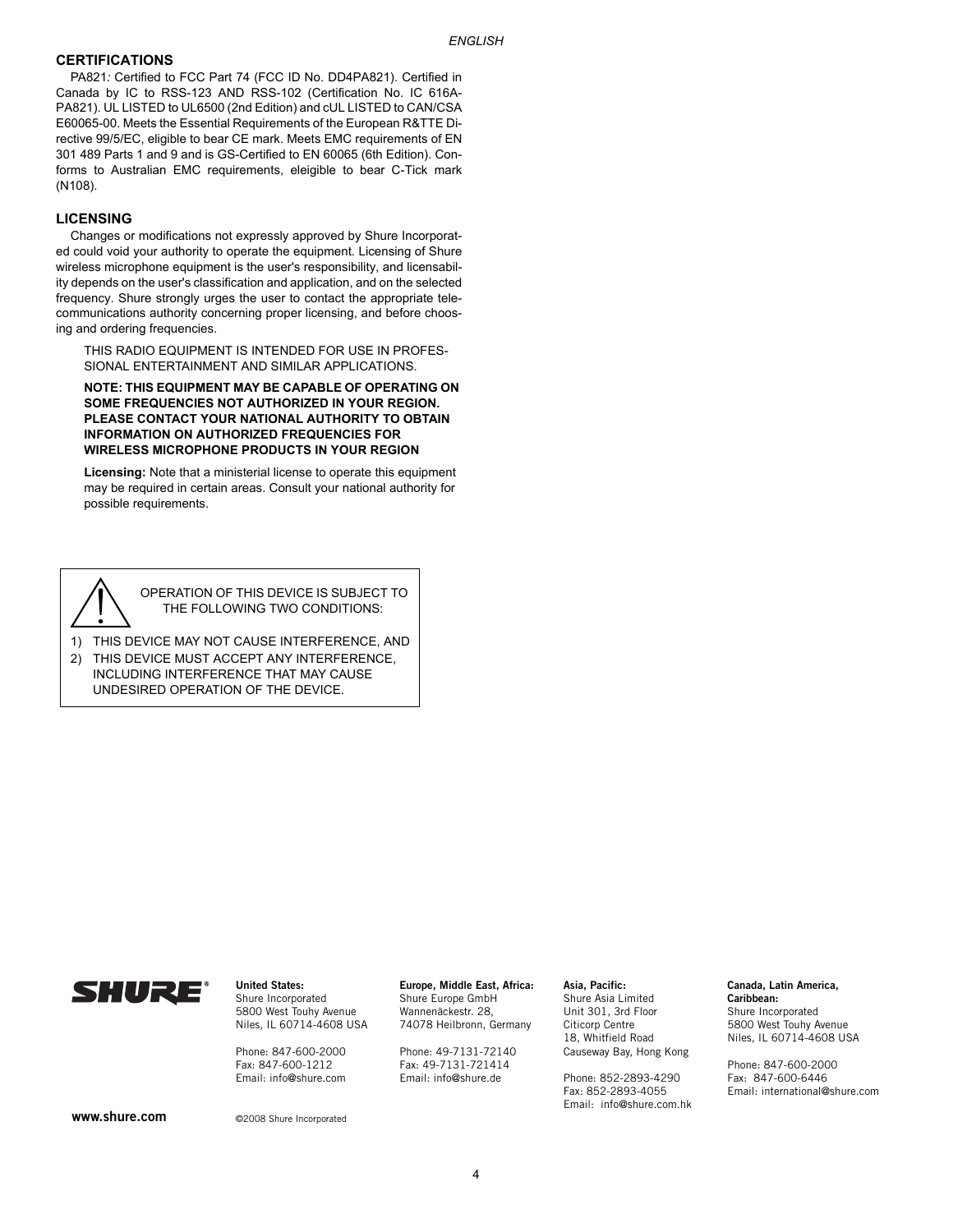## CERTIFICATIONS

PA821*:* Certified to FCC Part 74 (FCC ID No. DD4PA821). Certified in Canada by IC to RSS-123 AND RSS-102 (Certification No. IC 616A-PA821). UL LISTED to UL6500 (2nd Edition) and cUL LISTED to CAN/CSA E60065-00. Meets the Essential Requirements of the European R&TTE Directive 99/5/EC, eligible to bear CE mark. Meets EMC requirements of EN 301 489 Parts 1 and 9 and is GS-Certified to EN 60065 (6th Edition). Conforms to Australian EMC requirements, eleigible to bear C-Tick mark (N108).

## LICENSING

Changes or modifications not expressly approved by Shure Incorporated could void your authority to operate the equipment. Licensing of Shure wireless microphone equipment is the user's responsibility, and licensability depends on the user's classification and application, and on the selected frequency. Shure strongly urges the user to contact the appropriate telecommunications authority concerning proper licensing, and before choosing and ordering frequencies.

THIS RADIO EQUIPMENT IS INTENDED FOR USE IN PROFESSIONAL ENTERTAINMENT AND SIMILAR APPLICATIONS.

**NOTE: THIS EQUIPMENT MAY BE CAPABLE OF OPERATING ON SOME FREQUENCIES NOT AUTHORIZED IN YOUR REGION. PLEASE CONTACT YOUR NATIONAL AUTHORITY TO OBTAIN INFORMATION ON AUTHORIZED FREQUENCIES FOR WIRELESS MICROPHONE PRODUCTS IN YOUR REGION**

**Licensing:** Note that a ministerial license to operate this equipment may be required in certain areas. Consult your national authority for possible requirements.

OPERATION OF THIS DEVICE IS SUBJECT TO THE FOLLOWING TWO CONDITIONS:

1) THIS DEVICE MAY NOT CAUSE INTERFERENCE, AND
2) THIS DEVICE MUST ACCEPT ANY INTERFERENCE, INCLUDING INTERFERENCE THAT MAY CAUSE UNDESIRED OPERATION OF THE DEVICE.

SHURE®

**United States:**
Shure Incorporated
5800 West Touhy Avenue
Niles, IL 60714-4608 USA

Phone: 847-600-2000
Fax: 847-600-1212
Email: info@shure.com

**Europe, Middle East, Africa:**
Shure Europe GmbH
Wannenäckestr. 28,
74078 Heilbronn, Germany

Phone: 49-7131-72140
Fax: 49-7131-721414
Email: info@shure.de

**Asia, Pacific:**
Shure Asia Limited
Unit 301, 3rd Floor
Citicorp Centre
18, Whitfield Road
Causeway Bay, Hong Kong

Phone: 852-2893-4290
Fax: 852-2893-4055
Email: info@shure.com.hk

**Canada, Latin America, Caribbean:**
Shure Incorporated
5800 West Touhy Avenue
Niles, IL 60714-4608 USA

Phone: 847-600-2000
Fax: 847-600-6446
Email: international@shure.com

**www.shure.com**

©2008 Shure Incorporated